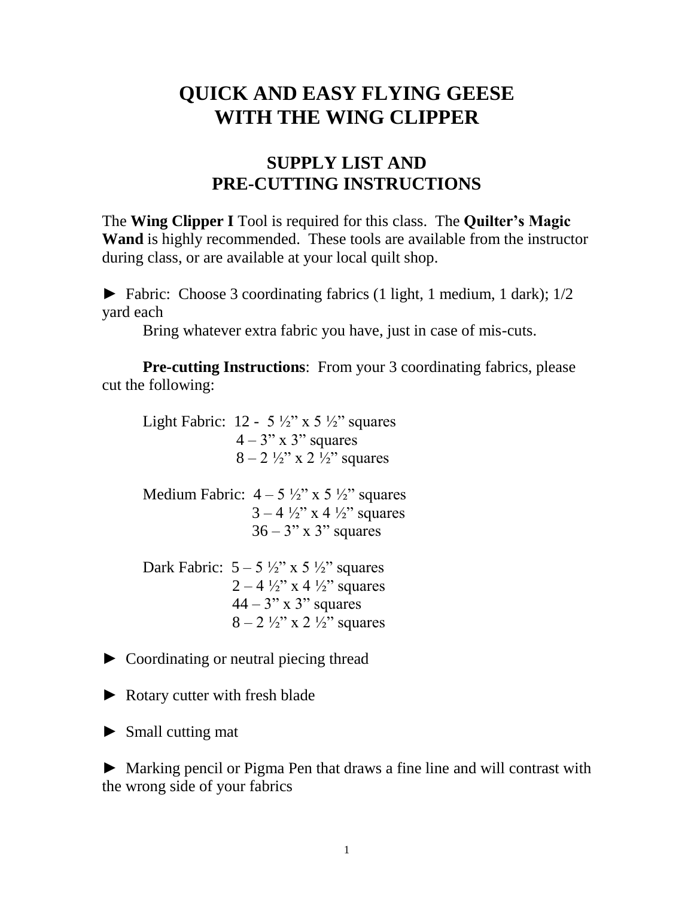# QUICK AND EASY FLYING GEESE WITH THE WING CLIPPER

## SUPPLY LIST AND PRE-CUTTING INSTRUCTIONS

The **Wing Clipper I** Tool is required for this class. The **Quilter's Magic Wand** is highly recommended. These tools are available from the instructor during class, or are available at your local quilt shop.

► Fabric: Choose 3 coordinating fabrics (1 light, 1 medium, 1 dark); 1/2 yard each

Bring whatever extra fabric you have, just in case of mis-cuts.

**Pre-cutting Instructions**: From your 3 coordinating fabrics, please cut the following:

Light Fabric: 12 - 5 ½" x 5 ½" squares
4 – 3" x 3" squares
8 – 2 ½" x 2 ½" squares

Medium Fabric: 4 – 5 ½" x 5 ½" squares
3 – 4 ½" x 4 ½" squares
36 – 3" x 3" squares

Dark Fabric: 5 – 5 ½" x 5 ½" squares
2 – 4 ½" x 4 ½" squares
44 – 3" x 3" squares
8 – 2 ½" x 2 ½" squares

► Coordinating or neutral piecing thread

► Rotary cutter with fresh blade

► Small cutting mat

► Marking pencil or Pigma Pen that draws a fine line and will contrast with the wrong side of your fabrics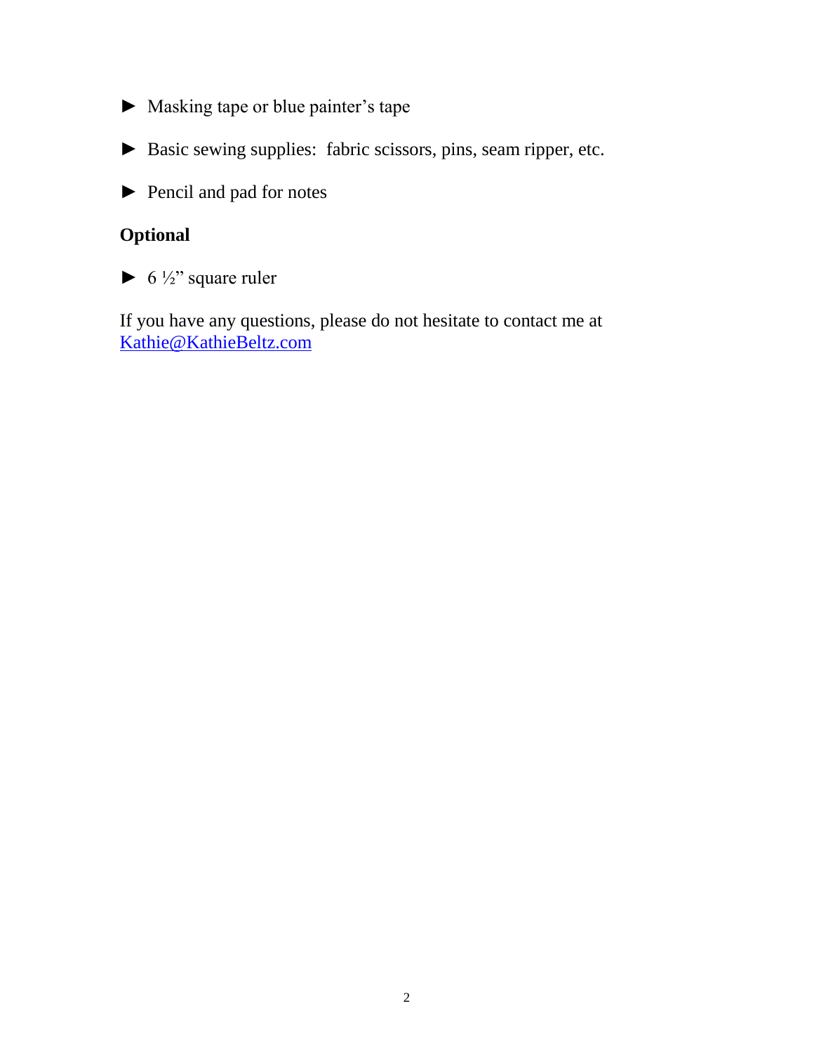► Masking tape or blue painter's tape

► Basic sewing supplies:  fabric scissors, pins, seam ripper, etc.

► Pencil and pad for notes

**Optional**

► 6 ½" square ruler

If you have any questions, please do not hesitate to contact me at [Kathie@KathieBeltz.com](mailto:Kathie@KathieBeltz.com)